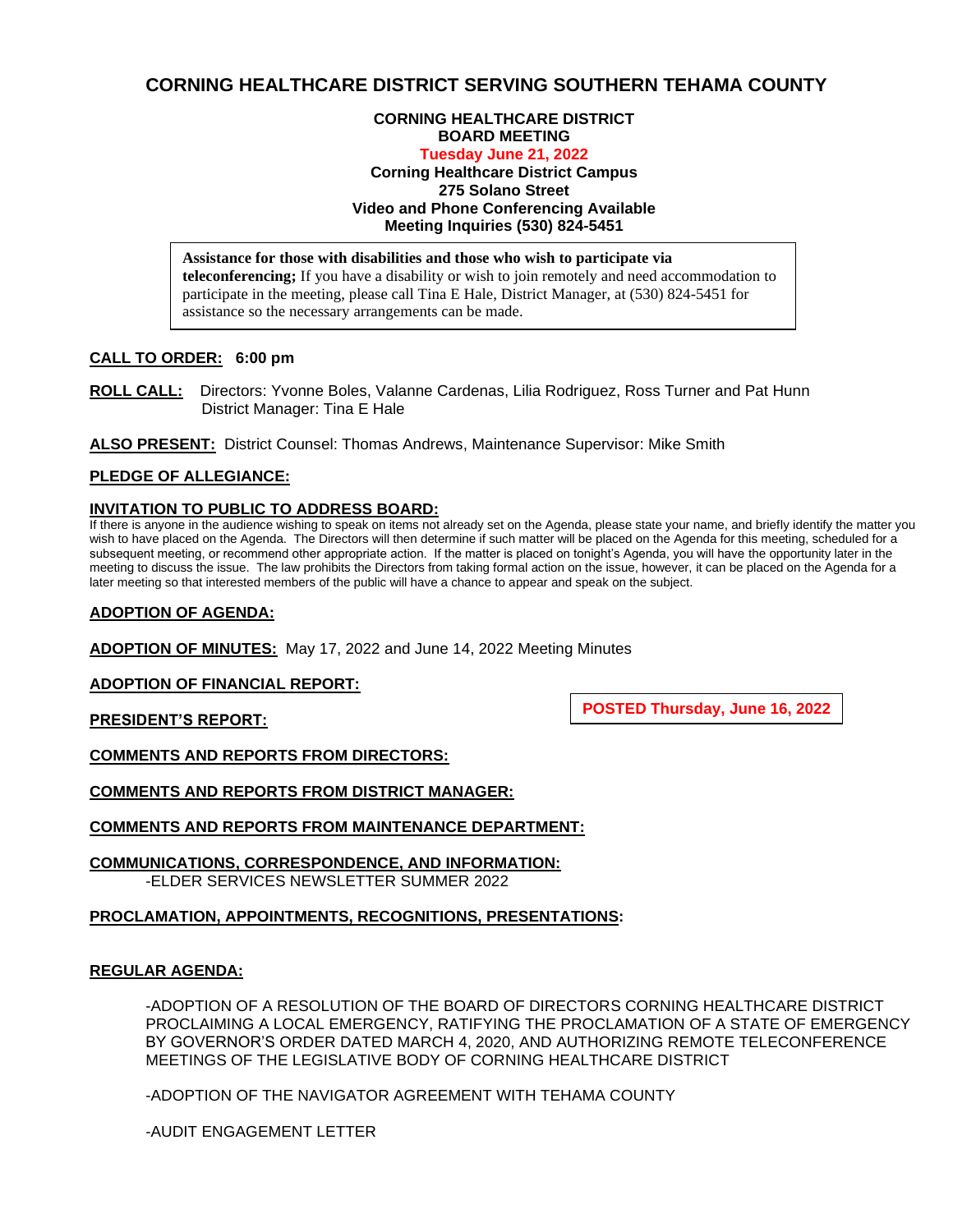# CORNING HEALTHCARE DISTRICT SERVING SOUTHERN TEHAMA COUNTY

**CORNING HEALTHCARE DISTRICT**
**BOARD MEETING**
**Tuesday June 21, 2022**
**Corning Healthcare District Campus**
**275 Solano Street**
**Video and Phone Conferencing Available**
**Meeting Inquiries (530) 824-5451**

**Assistance for those with disabilities and those who wish to participate via teleconferencing;** If you have a disability or wish to join remotely and need accommodation to participate in the meeting, please call Tina E Hale, District Manager, at (530) 824-5451 for assistance so the necessary arrangements can be made.

**CALL TO ORDER: 6:00 pm**

**ROLL CALL:** Directors: Yvonne Boles, Valanne Cardenas, Lilia Rodriguez, Ross Turner and Pat Hunn
District Manager: Tina E Hale

**ALSO PRESENT:** District Counsel: Thomas Andrews, Maintenance Supervisor: Mike Smith

**PLEDGE OF ALLEGIANCE:**

**INVITATION TO PUBLIC TO ADDRESS BOARD:**
If there is anyone in the audience wishing to speak on items not already set on the Agenda, please state your name, and briefly identify the matter you wish to have placed on the Agenda. The Directors will then determine if such matter will be placed on the Agenda for this meeting, scheduled for a subsequent meeting, or recommend other appropriate action. If the matter is placed on tonight's Agenda, you will have the opportunity later in the meeting to discuss the issue. The law prohibits the Directors from taking formal action on the issue, however, it can be placed on the Agenda for a later meeting so that interested members of the public will have a chance to appear and speak on the subject.

**ADOPTION OF AGENDA:**

**ADOPTION OF MINUTES:** May 17, 2022 and June 14, 2022 Meeting Minutes

**ADOPTION OF FINANCIAL REPORT:**

**POSTED Thursday, June 16, 2022**

**PRESIDENT'S REPORT:**

**COMMENTS AND REPORTS FROM DIRECTORS:**

**COMMENTS AND REPORTS FROM DISTRICT MANAGER:**

**COMMENTS AND REPORTS FROM MAINTENANCE DEPARTMENT:**

**COMMUNICATIONS, CORRESPONDENCE, AND INFORMATION:**
-ELDER SERVICES NEWSLETTER SUMMER 2022

**PROCLAMATION, APPOINTMENTS, RECOGNITIONS, PRESENTATIONS:**

**REGULAR AGENDA:**

-ADOPTION OF A RESOLUTION OF THE BOARD OF DIRECTORS CORNING HEALTHCARE DISTRICT PROCLAIMING A LOCAL EMERGENCY, RATIFYING THE PROCLAMATION OF A STATE OF EMERGENCY BY GOVERNOR'S ORDER DATED MARCH 4, 2020, AND AUTHORIZING REMOTE TELECONFERENCE MEETINGS OF THE LEGISLATIVE BODY OF CORNING HEALTHCARE DISTRICT

-ADOPTION OF THE NAVIGATOR AGREEMENT WITH TEHAMA COUNTY

-AUDIT ENGAGEMENT LETTER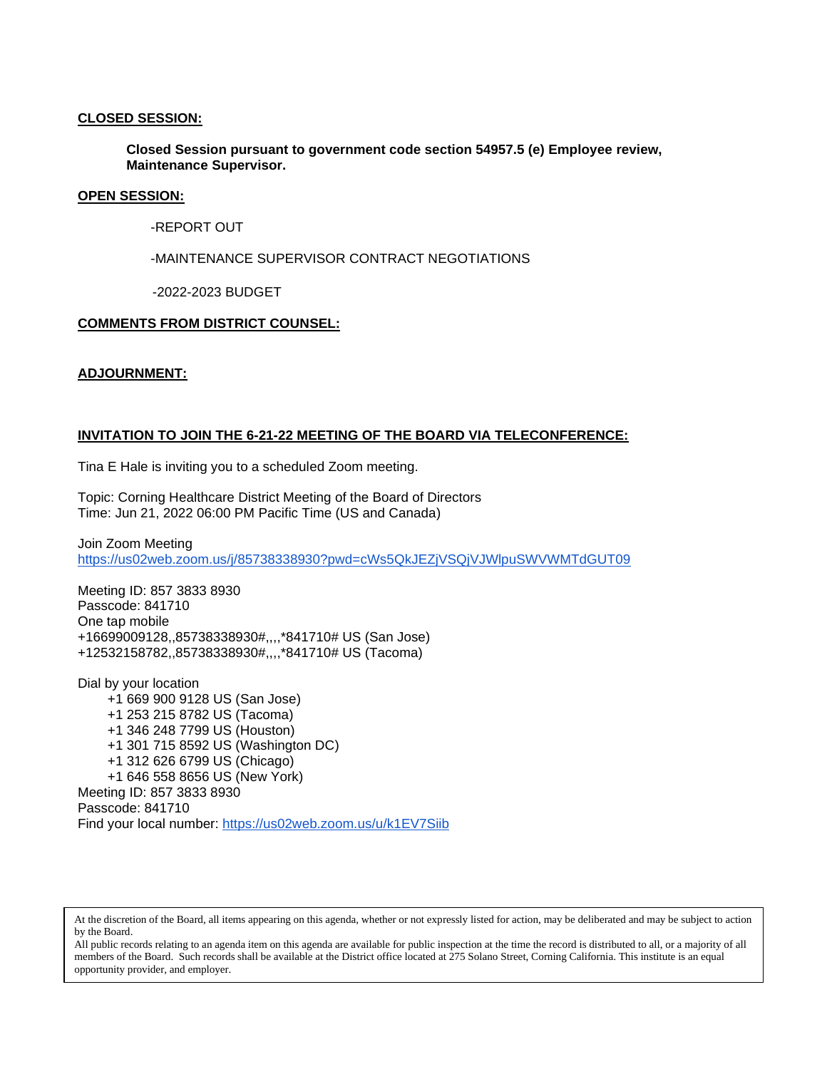**CLOSED SESSION:**

**Closed Session pursuant to government code section 54957.5 (e) Employee review, Maintenance Supervisor.**

**OPEN SESSION:**

-REPORT OUT

-MAINTENANCE SUPERVISOR CONTRACT NEGOTIATIONS

-2022-2023 BUDGET

**COMMENTS FROM DISTRICT COUNSEL:**

**ADJOURNMENT:**

**INVITATION TO JOIN THE 6-21-22 MEETING OF THE BOARD VIA TELECONFERENCE:**

Tina E Hale is inviting you to a scheduled Zoom meeting.

Topic: Corning Healthcare District Meeting of the Board of Directors
Time: Jun 21, 2022 06:00 PM Pacific Time (US and Canada)

Join Zoom Meeting
https://us02web.zoom.us/j/85738338930?pwd=cWs5QkJEZjVSQjVJWlpuSWVWMTdGUT09

Meeting ID: 857 3833 8930
Passcode: 841710
One tap mobile
+16699009128,,85738338930#,,,,*841710# US (San Jose)
+12532158782,,85738338930#,,,,*841710# US (Tacoma)

Dial by your location
- +1 669 900 9128 US (San Jose)
- +1 253 215 8782 US (Tacoma)
- +1 346 248 7799 US (Houston)
- +1 301 715 8592 US (Washington DC)
- +1 312 626 6799 US (Chicago)
- +1 646 558 8656 US (New York)

Meeting ID: 857 3833 8930
Passcode: 841710
Find your local number: https://us02web.zoom.us/u/k1EV7Siib

At the discretion of the Board, all items appearing on this agenda, whether or not expressly listed for action, may be deliberated and may be subject to action by the Board.
All public records relating to an agenda item on this agenda are available for public inspection at the time the record is distributed to all, or a majority of all members of the Board. Such records shall be available at the District office located at 275 Solano Street, Corning California. This institute is an equal opportunity provider, and employer.